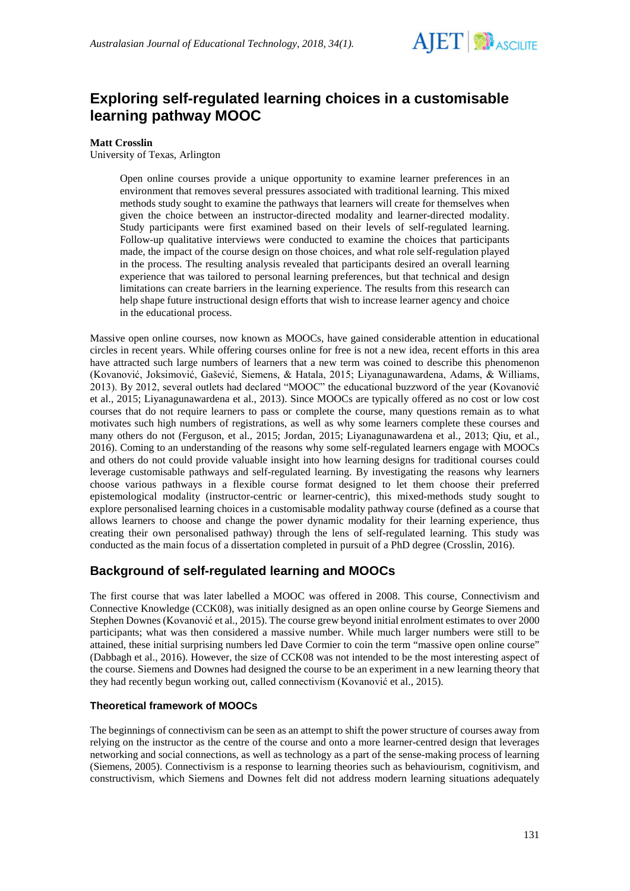# Exploring self-regulated learning choices in a customisable learning pathway MOOC

**Matt Crosslin**
University of Texas, Arlington

> Open online courses provide a unique opportunity to examine learner preferences in an environment that removes several pressures associated with traditional learning. This mixed methods study sought to examine the pathways that learners will create for themselves when given the choice between an instructor-directed modality and learner-directed modality. Study participants were first examined based on their levels of self-regulated learning. Follow-up qualitative interviews were conducted to examine the choices that participants made, the impact of the course design on those choices, and what role self-regulation played in the process. The resulting analysis revealed that participants desired an overall learning experience that was tailored to personal learning preferences, but that technical and design limitations can create barriers in the learning experience. The results from this research can help shape future instructional design efforts that wish to increase learner agency and choice in the educational process.

Massive open online courses, now known as MOOCs, have gained considerable attention in educational circles in recent years. While offering courses online for free is not a new idea, recent efforts in this area have attracted such large numbers of learners that a new term was coined to describe this phenomenon (Kovanović, Joksimović, Gašević, Siemens, & Hatala, 2015; Liyanagunawardena, Adams, & Williams, 2013). By 2012, several outlets had declared "MOOC" the educational buzzword of the year (Kovanović et al., 2015; Liyanagunawardena et al., 2013). Since MOOCs are typically offered as no cost or low cost courses that do not require learners to pass or complete the course, many questions remain as to what motivates such high numbers of registrations, as well as why some learners complete these courses and many others do not (Ferguson, et al., 2015; Jordan, 2015; Liyanagunawardena et al., 2013; Qiu, et al., 2016). Coming to an understanding of the reasons why some self-regulated learners engage with MOOCs and others do not could provide valuable insight into how learning designs for traditional courses could leverage customisable pathways and self-regulated learning. By investigating the reasons why learners choose various pathways in a flexible course format designed to let them choose their preferred epistemological modality (instructor-centric or learner-centric), this mixed-methods study sought to explore personalised learning choices in a customisable modality pathway course (defined as a course that allows learners to choose and change the power dynamic modality for their learning experience, thus creating their own personalised pathway) through the lens of self-regulated learning. This study was conducted as the main focus of a dissertation completed in pursuit of a PhD degree (Crosslin, 2016).

## Background of self-regulated learning and MOOCs

The first course that was later labelled a MOOC was offered in 2008. This course, Connectivism and Connective Knowledge (CCK08), was initially designed as an open online course by George Siemens and Stephen Downes (Kovanović et al., 2015). The course grew beyond initial enrolment estimates to over 2000 participants; what was then considered a massive number. While much larger numbers were still to be attained, these initial surprising numbers led Dave Cormier to coin the term "massive open online course" (Dabbagh et al., 2016). However, the size of CCK08 was not intended to be the most interesting aspect of the course. Siemens and Downes had designed the course to be an experiment in a new learning theory that they had recently begun working out, called connectivism (Kovanović et al., 2015).

### Theoretical framework of MOOCs

The beginnings of connectivism can be seen as an attempt to shift the power structure of courses away from relying on the instructor as the centre of the course and onto a more learner-centred design that leverages networking and social connections, as well as technology as a part of the sense-making process of learning (Siemens, 2005). Connectivism is a response to learning theories such as behaviourism, cognitivism, and constructivism, which Siemens and Downes felt did not address modern learning situations adequately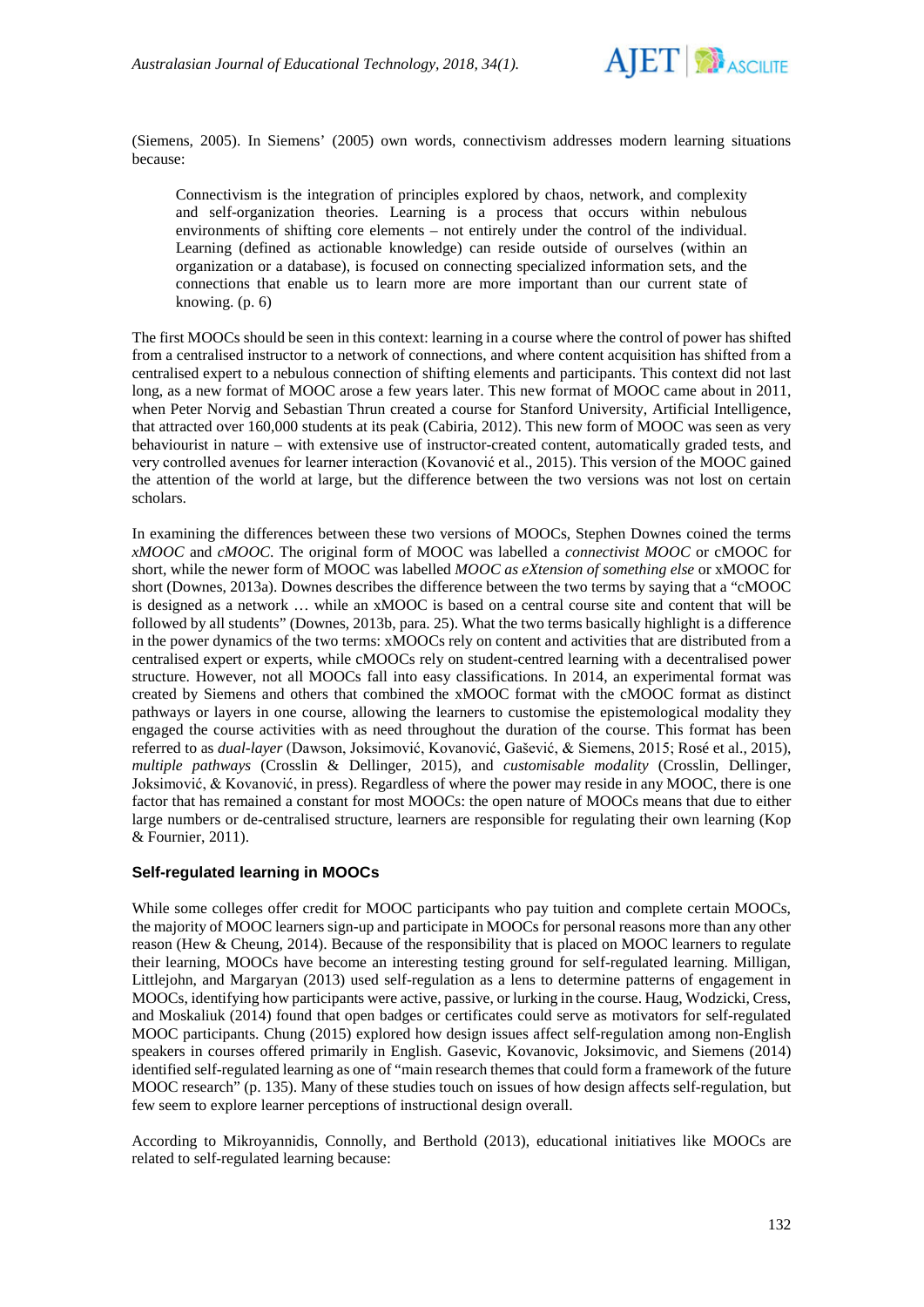(Siemens, 2005). In Siemens' (2005) own words, connectivism addresses modern learning situations because:

> Connectivism is the integration of principles explored by chaos, network, and complexity and self-organization theories. Learning is a process that occurs within nebulous environments of shifting core elements – not entirely under the control of the individual. Learning (defined as actionable knowledge) can reside outside of ourselves (within an organization or a database), is focused on connecting specialized information sets, and the connections that enable us to learn more are more important than our current state of knowing. (p. 6)

The first MOOCs should be seen in this context: learning in a course where the control of power has shifted from a centralised instructor to a network of connections, and where content acquisition has shifted from a centralised expert to a nebulous connection of shifting elements and participants. This context did not last long, as a new format of MOOC arose a few years later. This new format of MOOC came about in 2011, when Peter Norvig and Sebastian Thrun created a course for Stanford University, Artificial Intelligence, that attracted over 160,000 students at its peak (Cabiria, 2012). This new form of MOOC was seen as very behaviourist in nature – with extensive use of instructor-created content, automatically graded tests, and very controlled avenues for learner interaction (Kovanović et al., 2015). This version of the MOOC gained the attention of the world at large, but the difference between the two versions was not lost on certain scholars.

In examining the differences between these two versions of MOOCs, Stephen Downes coined the terms *xMOOC* and *cMOOC*. The original form of MOOC was labelled a *connectivist MOOC* or cMOOC for short, while the newer form of MOOC was labelled *MOOC as eXtension of something else* or xMOOC for short (Downes, 2013a). Downes describes the difference between the two terms by saying that a "cMOOC is designed as a network … while an xMOOC is based on a central course site and content that will be followed by all students" (Downes, 2013b, para. 25). What the two terms basically highlight is a difference in the power dynamics of the two terms: xMOOCs rely on content and activities that are distributed from a centralised expert or experts, while cMOOCs rely on student-centred learning with a decentralised power structure. However, not all MOOCs fall into easy classifications. In 2014, an experimental format was created by Siemens and others that combined the xMOOC format with the cMOOC format as distinct pathways or layers in one course, allowing the learners to customise the epistemological modality they engaged the course activities with as need throughout the duration of the course. This format has been referred to as *dual-layer* (Dawson, Joksimović, Kovanović, Gašević, & Siemens, 2015; Rosé et al., 2015), *multiple pathways* (Crosslin & Dellinger, 2015), and *customisable modality* (Crosslin, Dellinger, Joksimović, & Kovanović, in press). Regardless of where the power may reside in any MOOC, there is one factor that has remained a constant for most MOOCs: the open nature of MOOCs means that due to either large numbers or de-centralised structure, learners are responsible for regulating their own learning (Kop & Fournier, 2011).

### Self-regulated learning in MOOCs

While some colleges offer credit for MOOC participants who pay tuition and complete certain MOOCs, the majority of MOOC learners sign-up and participate in MOOCs for personal reasons more than any other reason (Hew & Cheung, 2014). Because of the responsibility that is placed on MOOC learners to regulate their learning, MOOCs have become an interesting testing ground for self-regulated learning. Milligan, Littlejohn, and Margaryan (2013) used self-regulation as a lens to determine patterns of engagement in MOOCs, identifying how participants were active, passive, or lurking in the course. Haug, Wodzicki, Cress, and Moskaliuk (2014) found that open badges or certificates could serve as motivators for self-regulated MOOC participants. Chung (2015) explored how design issues affect self-regulation among non-English speakers in courses offered primarily in English. Gasevic, Kovanovic, Joksimovic, and Siemens (2014) identified self-regulated learning as one of "main research themes that could form a framework of the future MOOC research" (p. 135). Many of these studies touch on issues of how design affects self-regulation, but few seem to explore learner perceptions of instructional design overall.

According to Mikroyannidis, Connolly, and Berthold (2013), educational initiatives like MOOCs are related to self-regulated learning because: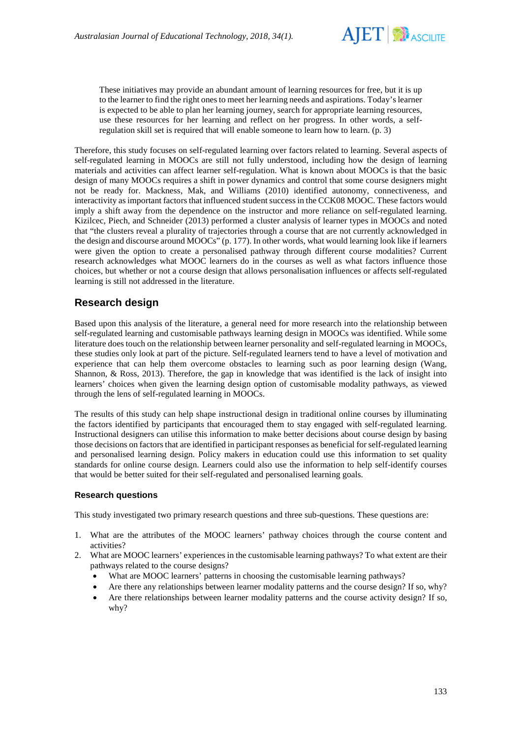> These initiatives may provide an abundant amount of learning resources for free, but it is up to the learner to find the right ones to meet her learning needs and aspirations. Today's learner is expected to be able to plan her learning journey, search for appropriate learning resources, use these resources for her learning and reflect on her progress. In other words, a self-regulation skill set is required that will enable someone to learn how to learn. (p. 3)

Therefore, this study focuses on self-regulated learning over factors related to learning. Several aspects of self-regulated learning in MOOCs are still not fully understood, including how the design of learning materials and activities can affect learner self-regulation. What is known about MOOCs is that the basic design of many MOOCs requires a shift in power dynamics and control that some course designers might not be ready for. Mackness, Mak, and Williams (2010) identified autonomy, connectiveness, and interactivity as important factors that influenced student success in the CCK08 MOOC. These factors would imply a shift away from the dependence on the instructor and more reliance on self-regulated learning. Kizilcec, Piech, and Schneider (2013) performed a cluster analysis of learner types in MOOCs and noted that "the clusters reveal a plurality of trajectories through a course that are not currently acknowledged in the design and discourse around MOOCs" (p. 177). In other words, what would learning look like if learners were given the option to create a personalised pathway through different course modalities? Current research acknowledges what MOOC learners do in the courses as well as what factors influence those choices, but whether or not a course design that allows personalisation influences or affects self-regulated learning is still not addressed in the literature.

## Research design

Based upon this analysis of the literature, a general need for more research into the relationship between self-regulated learning and customisable pathways learning design in MOOCs was identified. While some literature does touch on the relationship between learner personality and self-regulated learning in MOOCs, these studies only look at part of the picture. Self-regulated learners tend to have a level of motivation and experience that can help them overcome obstacles to learning such as poor learning design (Wang, Shannon, & Ross, 2013). Therefore, the gap in knowledge that was identified is the lack of insight into learners' choices when given the learning design option of customisable modality pathways, as viewed through the lens of self-regulated learning in MOOCs.

The results of this study can help shape instructional design in traditional online courses by illuminating the factors identified by participants that encouraged them to stay engaged with self-regulated learning. Instructional designers can utilise this information to make better decisions about course design by basing those decisions on factors that are identified in participant responses as beneficial for self-regulated learning and personalised learning design. Policy makers in education could use this information to set quality standards for online course design. Learners could also use the information to help self-identify courses that would be better suited for their self-regulated and personalised learning goals.

### Research questions

This study investigated two primary research questions and three sub-questions. These questions are:

1. What are the attributes of the MOOC learners' pathway choices through the course content and activities?
2. What are MOOC learners' experiences in the customisable learning pathways? To what extent are their pathways related to the course designs?
   - What are MOOC learners' patterns in choosing the customisable learning pathways?
   - Are there any relationships between learner modality patterns and the course design? If so, why?
   - Are there relationships between learner modality patterns and the course activity design? If so, why?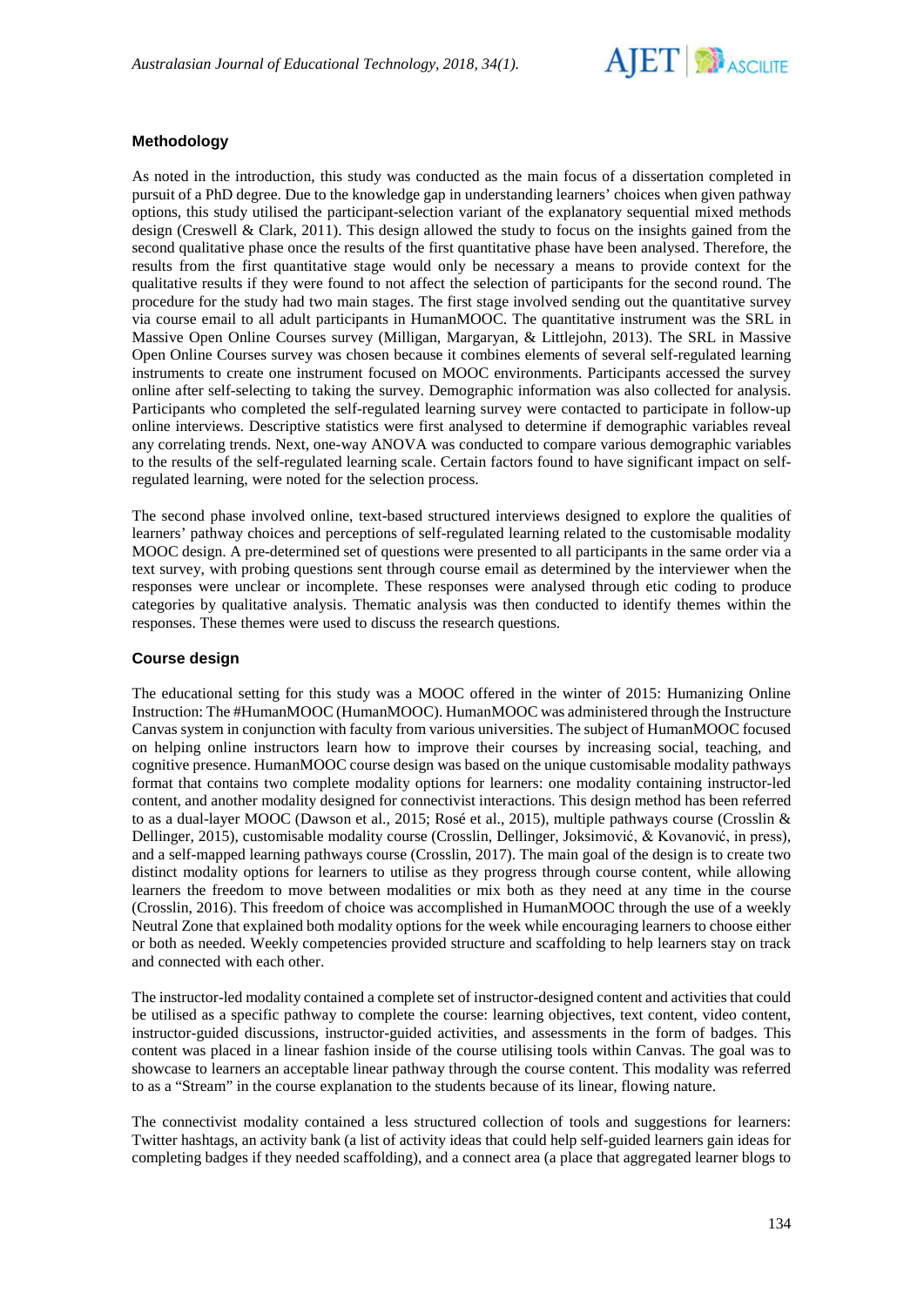## Methodology

As noted in the introduction, this study was conducted as the main focus of a dissertation completed in pursuit of a PhD degree. Due to the knowledge gap in understanding learners' choices when given pathway options, this study utilised the participant-selection variant of the explanatory sequential mixed methods design (Creswell & Clark, 2011). This design allowed the study to focus on the insights gained from the second qualitative phase once the results of the first quantitative phase have been analysed. Therefore, the results from the first quantitative stage would only be necessary a means to provide context for the qualitative results if they were found to not affect the selection of participants for the second round. The procedure for the study had two main stages. The first stage involved sending out the quantitative survey via course email to all adult participants in HumanMOOC. The quantitative instrument was the SRL in Massive Open Online Courses survey (Milligan, Margaryan, & Littlejohn, 2013). The SRL in Massive Open Online Courses survey was chosen because it combines elements of several self-regulated learning instruments to create one instrument focused on MOOC environments. Participants accessed the survey online after self-selecting to taking the survey. Demographic information was also collected for analysis. Participants who completed the self-regulated learning survey were contacted to participate in follow-up online interviews. Descriptive statistics were first analysed to determine if demographic variables reveal any correlating trends. Next, one-way ANOVA was conducted to compare various demographic variables to the results of the self-regulated learning scale. Certain factors found to have significant impact on self-regulated learning, were noted for the selection process.

The second phase involved online, text-based structured interviews designed to explore the qualities of learners' pathway choices and perceptions of self-regulated learning related to the customisable modality MOOC design. A pre-determined set of questions were presented to all participants in the same order via a text survey, with probing questions sent through course email as determined by the interviewer when the responses were unclear or incomplete. These responses were analysed through etic coding to produce categories by qualitative analysis. Thematic analysis was then conducted to identify themes within the responses. These themes were used to discuss the research questions.

### Course design

The educational setting for this study was a MOOC offered in the winter of 2015: Humanizing Online Instruction: The #HumanMOOC (HumanMOOC). HumanMOOC was administered through the Instructure Canvas system in conjunction with faculty from various universities. The subject of HumanMOOC focused on helping online instructors learn how to improve their courses by increasing social, teaching, and cognitive presence. HumanMOOC course design was based on the unique customisable modality pathways format that contains two complete modality options for learners: one modality containing instructor-led content, and another modality designed for connectivist interactions. This design method has been referred to as a dual-layer MOOC (Dawson et al., 2015; Rosé et al., 2015), multiple pathways course (Crosslin & Dellinger, 2015), customisable modality course (Crosslin, Dellinger, Joksimović, & Kovanović, in press), and a self-mapped learning pathways course (Crosslin, 2017). The main goal of the design is to create two distinct modality options for learners to utilise as they progress through course content, while allowing learners the freedom to move between modalities or mix both as they need at any time in the course (Crosslin, 2016). This freedom of choice was accomplished in HumanMOOC through the use of a weekly Neutral Zone that explained both modality options for the week while encouraging learners to choose either or both as needed. Weekly competencies provided structure and scaffolding to help learners stay on track and connected with each other.

The instructor-led modality contained a complete set of instructor-designed content and activities that could be utilised as a specific pathway to complete the course: learning objectives, text content, video content, instructor-guided discussions, instructor-guided activities, and assessments in the form of badges. This content was placed in a linear fashion inside of the course utilising tools within Canvas. The goal was to showcase to learners an acceptable linear pathway through the course content. This modality was referred to as a "Stream" in the course explanation to the students because of its linear, flowing nature.

The connectivist modality contained a less structured collection of tools and suggestions for learners: Twitter hashtags, an activity bank (a list of activity ideas that could help self-guided learners gain ideas for completing badges if they needed scaffolding), and a connect area (a place that aggregated learner blogs to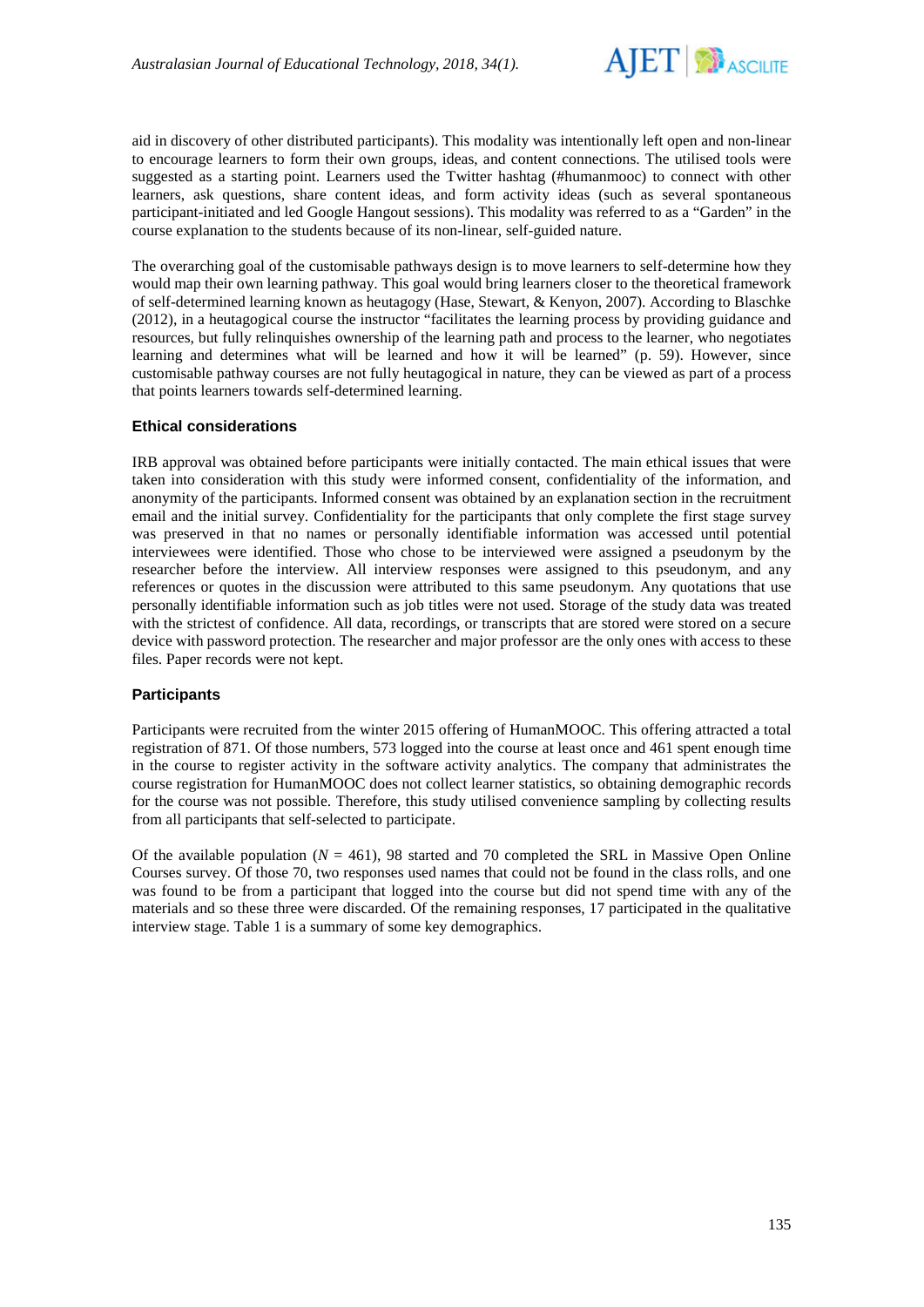aid in discovery of other distributed participants). This modality was intentionally left open and non-linear to encourage learners to form their own groups, ideas, and content connections. The utilised tools were suggested as a starting point. Learners used the Twitter hashtag (#humanmooc) to connect with other learners, ask questions, share content ideas, and form activity ideas (such as several spontaneous participant-initiated and led Google Hangout sessions). This modality was referred to as a "Garden" in the course explanation to the students because of its non-linear, self-guided nature.

The overarching goal of the customisable pathways design is to move learners to self-determine how they would map their own learning pathway. This goal would bring learners closer to the theoretical framework of self-determined learning known as heutagogy (Hase, Stewart, & Kenyon, 2007). According to Blaschke (2012), in a heutagogical course the instructor "facilitates the learning process by providing guidance and resources, but fully relinquishes ownership of the learning path and process to the learner, who negotiates learning and determines what will be learned and how it will be learned" (p. 59). However, since customisable pathway courses are not fully heutagogical in nature, they can be viewed as part of a process that points learners towards self-determined learning.

### Ethical considerations

IRB approval was obtained before participants were initially contacted. The main ethical issues that were taken into consideration with this study were informed consent, confidentiality of the information, and anonymity of the participants. Informed consent was obtained by an explanation section in the recruitment email and the initial survey. Confidentiality for the participants that only complete the first stage survey was preserved in that no names or personally identifiable information was accessed until potential interviewees were identified. Those who chose to be interviewed were assigned a pseudonym by the researcher before the interview. All interview responses were assigned to this pseudonym, and any references or quotes in the discussion were attributed to this same pseudonym. Any quotations that use personally identifiable information such as job titles were not used. Storage of the study data was treated with the strictest of confidence. All data, recordings, or transcripts that are stored were stored on a secure device with password protection. The researcher and major professor are the only ones with access to these files. Paper records were not kept.

### Participants

Participants were recruited from the winter 2015 offering of HumanMOOC. This offering attracted a total registration of 871. Of those numbers, 573 logged into the course at least once and 461 spent enough time in the course to register activity in the software activity analytics. The company that administrates the course registration for HumanMOOC does not collect learner statistics, so obtaining demographic records for the course was not possible. Therefore, this study utilised convenience sampling by collecting results from all participants that self-selected to participate.

Of the available population ($N$ = 461), 98 started and 70 completed the SRL in Massive Open Online Courses survey. Of those 70, two responses used names that could not be found in the class rolls, and one was found to be from a participant that logged into the course but did not spend time with any of the materials and so these three were discarded. Of the remaining responses, 17 participated in the qualitative interview stage. Table 1 is a summary of some key demographics.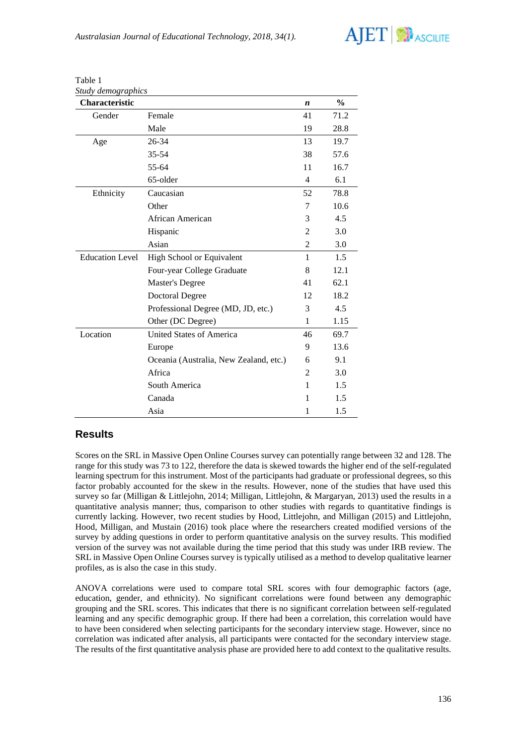Table 1
*Study demographics*

| Characteristic | | *n* | % |
|---|---|---|---|
| Gender | Female | 41 | 71.2 |
| | Male | 19 | 28.8 |
| Age | 26-34 | 13 | 19.7 |
| | 35-54 | 38 | 57.6 |
| | 55-64 | 11 | 16.7 |
| | 65-older | 4 | 6.1 |
| Ethnicity | Caucasian | 52 | 78.8 |
| | Other | 7 | 10.6 |
| | African American | 3 | 4.5 |
| | Hispanic | 2 | 3.0 |
| | Asian | 2 | 3.0 |
| Education Level | High School or Equivalent | 1 | 1.5 |
| | Four-year College Graduate | 8 | 12.1 |
| | Master's Degree | 41 | 62.1 |
| | Doctoral Degree | 12 | 18.2 |
| | Professional Degree (MD, JD, etc.) | 3 | 4.5 |
| | Other (DC Degree) | 1 | 1.15 |
| Location | United States of America | 46 | 69.7 |
| | Europe | 9 | 13.6 |
| | Oceania (Australia, New Zealand, etc.) | 6 | 9.1 |
| | Africa | 2 | 3.0 |
| | South America | 1 | 1.5 |
| | Canada | 1 | 1.5 |
| | Asia | 1 | 1.5 |

## Results

Scores on the SRL in Massive Open Online Courses survey can potentially range between 32 and 128. The range for this study was 73 to 122, therefore the data is skewed towards the higher end of the self-regulated learning spectrum for this instrument. Most of the participants had graduate or professional degrees, so this factor probably accounted for the skew in the results. However, none of the studies that have used this survey so far (Milligan & Littlejohn, 2014; Milligan, Littlejohn, & Margaryan, 2013) used the results in a quantitative analysis manner; thus, comparison to other studies with regards to quantitative findings is currently lacking. However, two recent studies by Hood, Littlejohn, and Milligan (2015) and Littlejohn, Hood, Milligan, and Mustain (2016) took place where the researchers created modified versions of the survey by adding questions in order to perform quantitative analysis on the survey results. This modified version of the survey was not available during the time period that this study was under IRB review. The SRL in Massive Open Online Courses survey is typically utilised as a method to develop qualitative learner profiles, as is also the case in this study.

ANOVA correlations were used to compare total SRL scores with four demographic factors (age, education, gender, and ethnicity). No significant correlations were found between any demographic grouping and the SRL scores. This indicates that there is no significant correlation between self-regulated learning and any specific demographic group. If there had been a correlation, this correlation would have to have been considered when selecting participants for the secondary interview stage. However, since no correlation was indicated after analysis, all participants were contacted for the secondary interview stage. The results of the first quantitative analysis phase are provided here to add context to the qualitative results.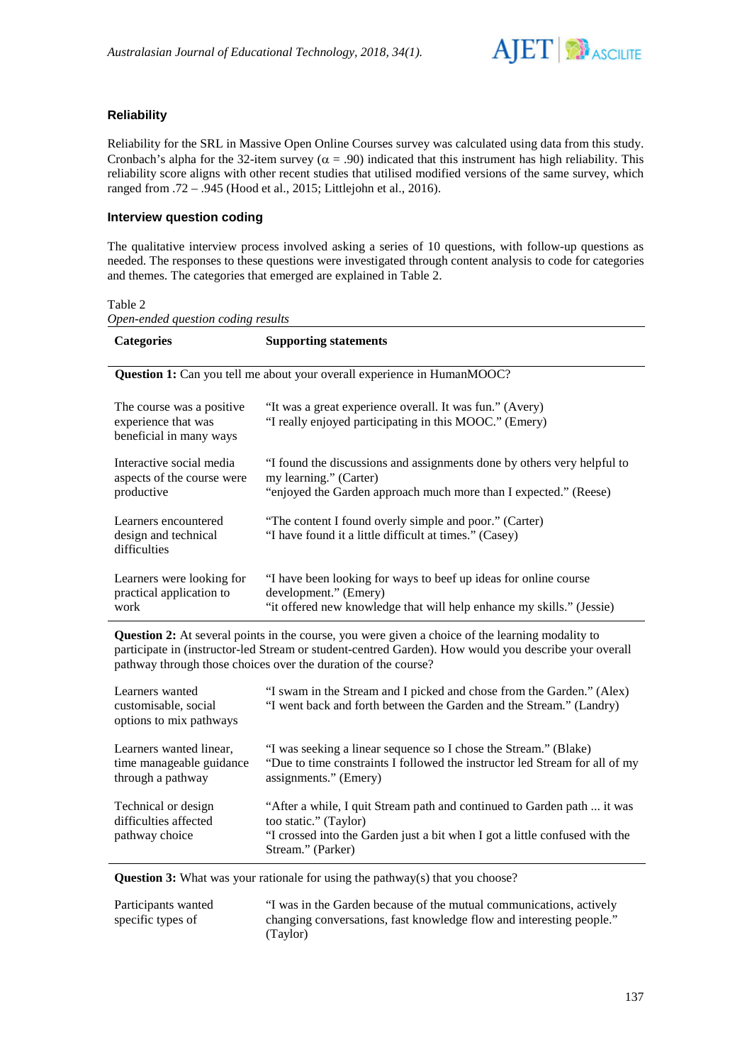### Reliability

Reliability for the SRL in Massive Open Online Courses survey was calculated using data from this study. Cronbach's alpha for the 32-item survey ($\alpha$ = .90) indicated that this instrument has high reliability. This reliability score aligns with other recent studies that utilised modified versions of the same survey, which ranged from .72 – .945 (Hood et al., 2015; Littlejohn et al., 2016).

### Interview question coding

The qualitative interview process involved asking a series of 10 questions, with follow-up questions as needed. The responses to these questions were investigated through content analysis to code for categories and themes. The categories that emerged are explained in Table 2.

Table 2
*Open-ended question coding results*

| Categories | Supporting statements |
|---|---|
| **Question 1:** Can you tell me about your overall experience in HumanMOOC? | |
| The course was a positive experience that was beneficial in many ways | "It was a great experience overall. It was fun." (Avery)<br>"I really enjoyed participating in this MOOC." (Emery) |
| Interactive social media aspects of the course were productive | "I found the discussions and assignments done by others very helpful to my learning." (Carter)<br>"enjoyed the Garden approach much more than I expected." (Reese) |
| Learners encountered design and technical difficulties | "The content I found overly simple and poor." (Carter)<br>"I have found it a little difficult at times." (Casey) |
| Learners were looking for practical application to work | "I have been looking for ways to beef up ideas for online course development." (Emery)<br>"it offered new knowledge that will help enhance my skills." (Jessie) |
| **Question 2:** At several points in the course, you were given a choice of the learning modality to participate in (instructor-led Stream or student-centred Garden). How would you describe your overall pathway through those choices over the duration of the course? | |
| Learners wanted customisable, social options to mix pathways | "I swam in the Stream and I picked and chose from the Garden." (Alex)<br>"I went back and forth between the Garden and the Stream." (Landry) |
| Learners wanted linear, time manageable guidance through a pathway | "I was seeking a linear sequence so I chose the Stream." (Blake)<br>"Due to time constraints I followed the instructor led Stream for all of my assignments." (Emery) |
| Technical or design difficulties affected pathway choice | "After a while, I quit Stream path and continued to Garden path ... it was too static." (Taylor)<br>"I crossed into the Garden just a bit when I got a little confused with the Stream." (Parker) |
| **Question 3:** What was your rationale for using the pathway(s) that you choose? | |
| Participants wanted specific types of | "I was in the Garden because of the mutual communications, actively changing conversations, fast knowledge flow and interesting people." (Taylor) |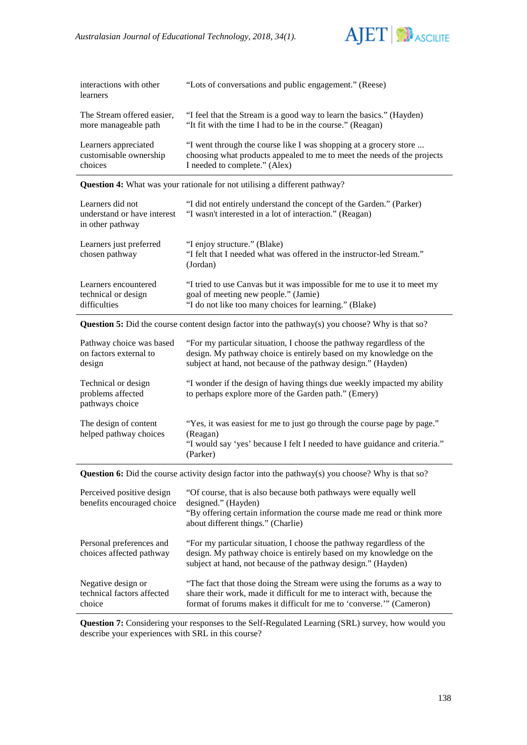| | |
|---|---|
| interactions with other learners | "Lots of conversations and public engagement." (Reese) |
| The Stream offered easier, more manageable path | "I feel that the Stream is a good way to learn the basics." (Hayden)<br>"It fit with the time I had to be in the course." (Reagan) |
| Learners appreciated customisable ownership choices | "I went through the course like I was shopping at a grocery store ... choosing what products appealed to me to meet the needs of the projects I needed to complete." (Alex) |
| **Question 4:** What was your rationale for not utilising a different pathway? | |
| Learners did not understand or have interest in other pathway | "I did not entirely understand the concept of the Garden." (Parker)<br>"I wasn't interested in a lot of interaction." (Reagan) |
| Learners just preferred chosen pathway | "I enjoy structure." (Blake)<br>"I felt that I needed what was offered in the instructor-led Stream." (Jordan) |
| Learners encountered technical or design difficulties | "I tried to use Canvas but it was impossible for me to use it to meet my goal of meeting new people." (Jamie)<br>"I do not like too many choices for learning." (Blake) |
| **Question 5:** Did the course content design factor into the pathway(s) you choose? Why is that so? | |
| Pathway choice was based on factors external to design | "For my particular situation, I choose the pathway regardless of the design. My pathway choice is entirely based on my knowledge on the subject at hand, not because of the pathway design." (Hayden) |
| Technical or design problems affected pathways choice | "I wonder if the design of having things due weekly impacted my ability to perhaps explore more of the Garden path." (Emery) |
| The design of content helped pathway choices | "Yes, it was easiest for me to just go through the course page by page." (Reagan)<br>"I would say 'yes' because I felt I needed to have guidance and criteria." (Parker) |
| **Question 6:** Did the course activity design factor into the pathway(s) you choose? Why is that so? | |
| Perceived positive design benefits encouraged choice | "Of course, that is also because both pathways were equally well designed." (Hayden)<br>"By offering certain information the course made me read or think more about different things." (Charlie) |
| Personal preferences and choices affected pathway | "For my particular situation, I choose the pathway regardless of the design. My pathway choice is entirely based on my knowledge on the subject at hand, not because of the pathway design." (Hayden) |
| Negative design or technical factors affected choice | "The fact that those doing the Stream were using the forums as a way to share their work, made it difficult for me to interact with, because the format of forums makes it difficult for me to 'converse.'" (Cameron) |
| **Question 7:** Considering your responses to the Self-Regulated Learning (SRL) survey, how would you describe your experiences with SRL in this course? | |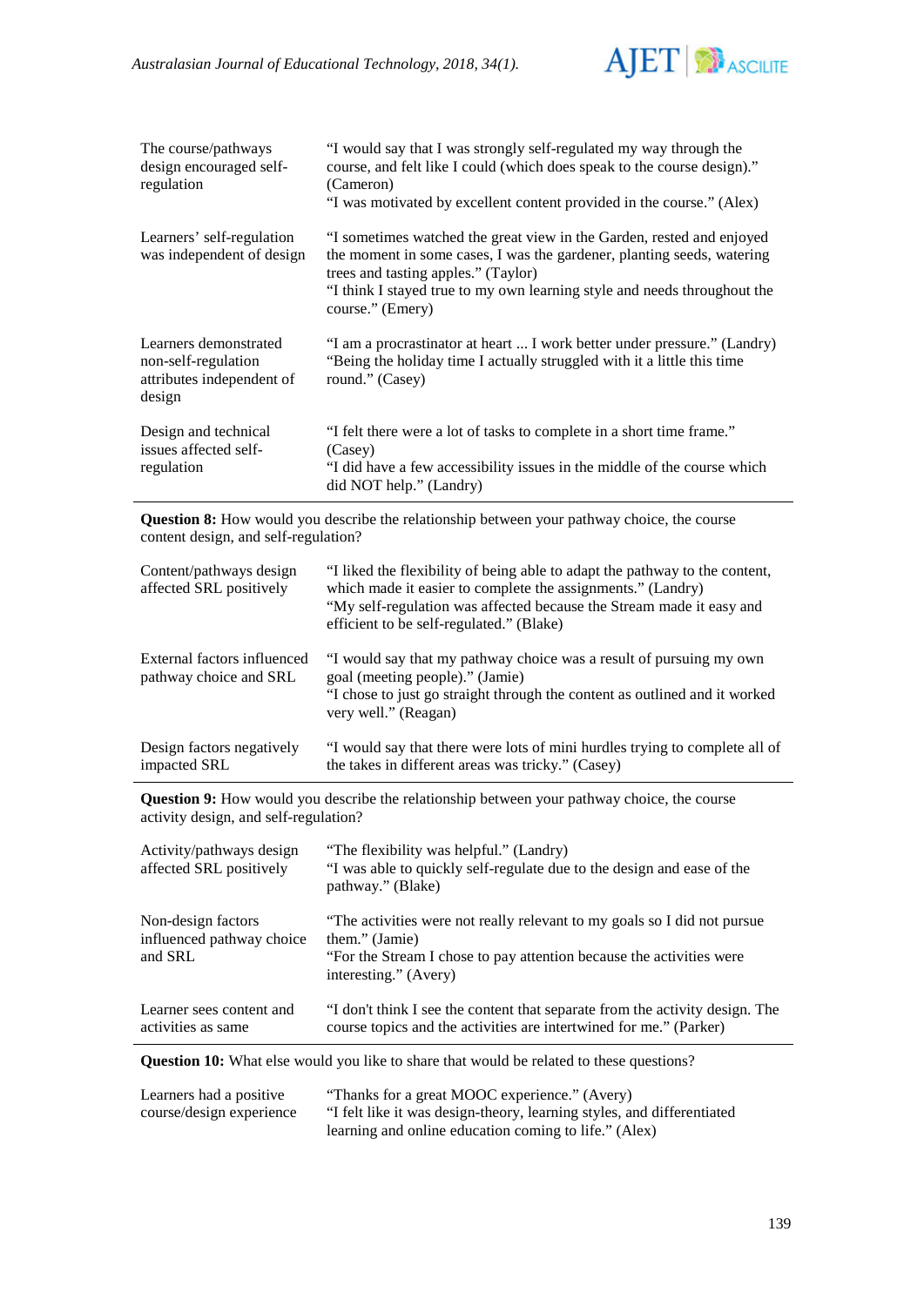| | |
|---|---|
| The course/pathways design encouraged self-regulation | "I would say that I was strongly self-regulated my way through the course, and felt like I could (which does speak to the course design)." (Cameron)<br>"I was motivated by excellent content provided in the course." (Alex) |
| Learners' self-regulation was independent of design | "I sometimes watched the great view in the Garden, rested and enjoyed the moment in some cases, I was the gardener, planting seeds, watering trees and tasting apples." (Taylor)<br>"I think I stayed true to my own learning style and needs throughout the course." (Emery) |
| Learners demonstrated non-self-regulation attributes independent of design | "I am a procrastinator at heart ... I work better under pressure." (Landry)<br>"Being the holiday time I actually struggled with it a little this time round." (Casey) |
| Design and technical issues affected self-regulation | "I felt there were a lot of tasks to complete in a short time frame." (Casey)<br>"I did have a few accessibility issues in the middle of the course which did NOT help." (Landry) |
| **Question 8:** How would you describe the relationship between your pathway choice, the course content design, and self-regulation? | |
| Content/pathways design affected SRL positively | "I liked the flexibility of being able to adapt the pathway to the content, which made it easier to complete the assignments." (Landry)<br>"My self-regulation was affected because the Stream made it easy and efficient to be self-regulated." (Blake) |
| External factors influenced pathway choice and SRL | "I would say that my pathway choice was a result of pursuing my own goal (meeting people)." (Jamie)<br>"I chose to just go straight through the content as outlined and it worked very well." (Reagan) |
| Design factors negatively impacted SRL | "I would say that there were lots of mini hurdles trying to complete all of the takes in different areas was tricky." (Casey) |
| **Question 9:** How would you describe the relationship between your pathway choice, the course activity design, and self-regulation? | |
| Activity/pathways design affected SRL positively | "The flexibility was helpful." (Landry)<br>"I was able to quickly self-regulate due to the design and ease of the pathway." (Blake) |
| Non-design factors influenced pathway choice and SRL | "The activities were not really relevant to my goals so I did not pursue them." (Jamie)<br>"For the Stream I chose to pay attention because the activities were interesting." (Avery) |
| Learner sees content and activities as same | "I don't think I see the content that separate from the activity design. The course topics and the activities are intertwined for me." (Parker) |
| **Question 10:** What else would you like to share that would be related to these questions? | |
| Learners had a positive course/design experience | "Thanks for a great MOOC experience." (Avery)<br>"I felt like it was design-theory, learning styles, and differentiated learning and online education coming to life." (Alex) |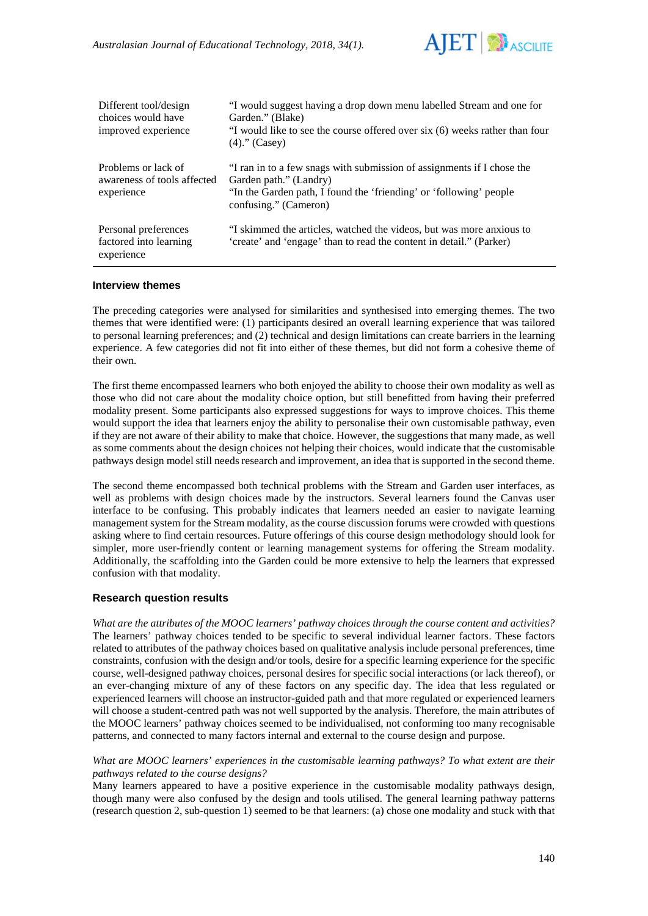| | |
|---|---|
| Different tool/design choices would have improved experience | "I would suggest having a drop down menu labelled Stream and one for Garden." (Blake)<br>"I would like to see the course offered over six (6) weeks rather than four (4)." (Casey) |
| Problems or lack of awareness of tools affected experience | "I ran in to a few snags with submission of assignments if I chose the Garden path." (Landry)<br>"In the Garden path, I found the 'friending' or 'following' people confusing." (Cameron) |
| Personal preferences factored into learning experience | "I skimmed the articles, watched the videos, but was more anxious to 'create' and 'engage' than to read the content in detail." (Parker) |

### Interview themes

The preceding categories were analysed for similarities and synthesised into emerging themes. The two themes that were identified were: (1) participants desired an overall learning experience that was tailored to personal learning preferences; and (2) technical and design limitations can create barriers in the learning experience. A few categories did not fit into either of these themes, but did not form a cohesive theme of their own.

The first theme encompassed learners who both enjoyed the ability to choose their own modality as well as those who did not care about the modality choice option, but still benefitted from having their preferred modality present. Some participants also expressed suggestions for ways to improve choices. This theme would support the idea that learners enjoy the ability to personalise their own customisable pathway, even if they are not aware of their ability to make that choice. However, the suggestions that many made, as well as some comments about the design choices not helping their choices, would indicate that the customisable pathways design model still needs research and improvement, an idea that is supported in the second theme.

The second theme encompassed both technical problems with the Stream and Garden user interfaces, as well as problems with design choices made by the instructors. Several learners found the Canvas user interface to be confusing. This probably indicates that learners needed an easier to navigate learning management system for the Stream modality, as the course discussion forums were crowded with questions asking where to find certain resources. Future offerings of this course design methodology should look for simpler, more user-friendly content or learning management systems for offering the Stream modality. Additionally, the scaffolding into the Garden could be more extensive to help the learners that expressed confusion with that modality.

### Research question results

*What are the attributes of the MOOC learners' pathway choices through the course content and activities?* The learners' pathway choices tended to be specific to several individual learner factors. These factors related to attributes of the pathway choices based on qualitative analysis include personal preferences, time constraints, confusion with the design and/or tools, desire for a specific learning experience for the specific course, well-designed pathway choices, personal desires for specific social interactions (or lack thereof), or an ever-changing mixture of any of these factors on any specific day. The idea that less regulated or experienced learners will choose an instructor-guided path and that more regulated or experienced learners will choose a student-centred path was not well supported by the analysis. Therefore, the main attributes of the MOOC learners' pathway choices seemed to be individualised, not conforming too many recognisable patterns, and connected to many factors internal and external to the course design and purpose.

*What are MOOC learners' experiences in the customisable learning pathways? To what extent are their pathways related to the course designs?*
Many learners appeared to have a positive experience in the customisable modality pathways design, though many were also confused by the design and tools utilised. The general learning pathway patterns (research question 2, sub-question 1) seemed to be that learners: (a) chose one modality and stuck with that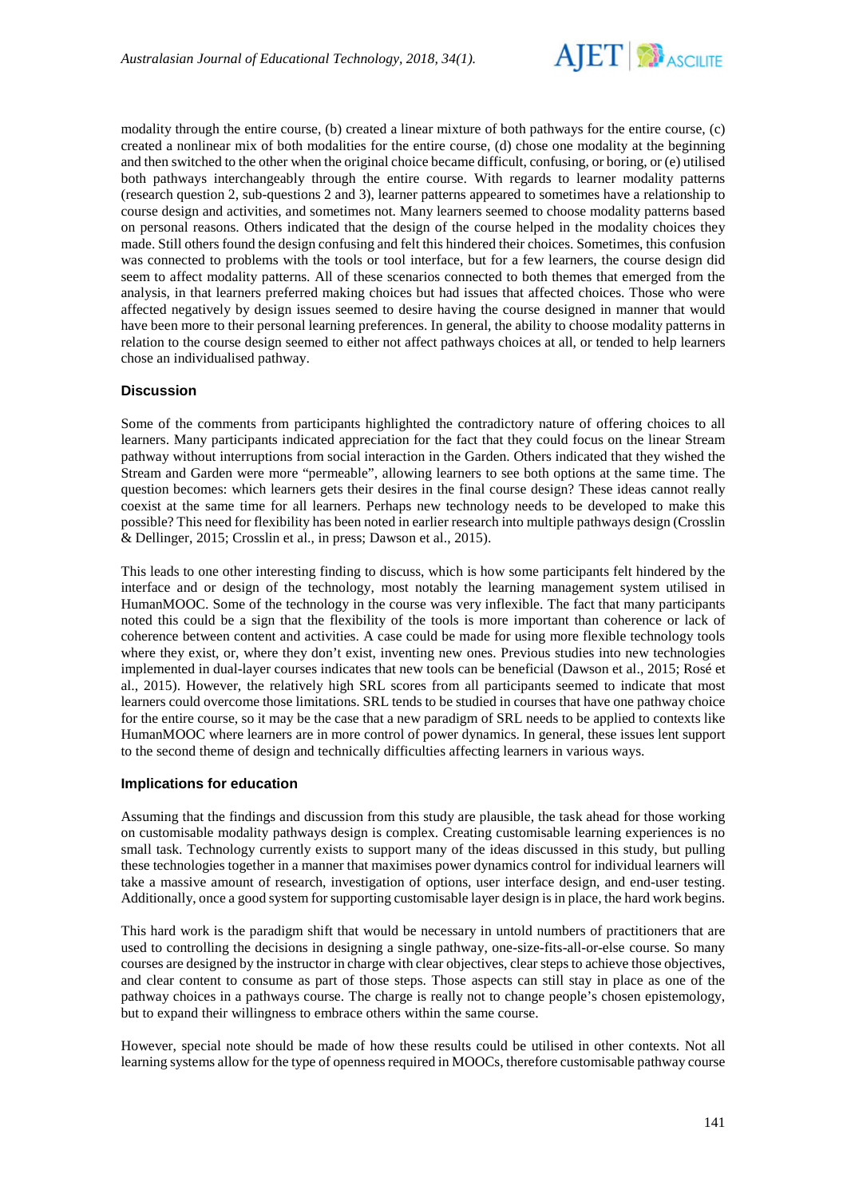modality through the entire course, (b) created a linear mixture of both pathways for the entire course, (c) created a nonlinear mix of both modalities for the entire course, (d) chose one modality at the beginning and then switched to the other when the original choice became difficult, confusing, or boring, or (e) utilised both pathways interchangeably through the entire course. With regards to learner modality patterns (research question 2, sub-questions 2 and 3), learner patterns appeared to sometimes have a relationship to course design and activities, and sometimes not. Many learners seemed to choose modality patterns based on personal reasons. Others indicated that the design of the course helped in the modality choices they made. Still others found the design confusing and felt this hindered their choices. Sometimes, this confusion was connected to problems with the tools or tool interface, but for a few learners, the course design did seem to affect modality patterns. All of these scenarios connected to both themes that emerged from the analysis, in that learners preferred making choices but had issues that affected choices. Those who were affected negatively by design issues seemed to desire having the course designed in manner that would have been more to their personal learning preferences. In general, the ability to choose modality patterns in relation to the course design seemed to either not affect pathways choices at all, or tended to help learners chose an individualised pathway.

### Discussion

Some of the comments from participants highlighted the contradictory nature of offering choices to all learners. Many participants indicated appreciation for the fact that they could focus on the linear Stream pathway without interruptions from social interaction in the Garden. Others indicated that they wished the Stream and Garden were more "permeable", allowing learners to see both options at the same time. The question becomes: which learners gets their desires in the final course design? These ideas cannot really coexist at the same time for all learners. Perhaps new technology needs to be developed to make this possible? This need for flexibility has been noted in earlier research into multiple pathways design (Crosslin & Dellinger, 2015; Crosslin et al., in press; Dawson et al., 2015).

This leads to one other interesting finding to discuss, which is how some participants felt hindered by the interface and or design of the technology, most notably the learning management system utilised in HumanMOOC. Some of the technology in the course was very inflexible. The fact that many participants noted this could be a sign that the flexibility of the tools is more important than coherence or lack of coherence between content and activities. A case could be made for using more flexible technology tools where they exist, or, where they don't exist, inventing new ones. Previous studies into new technologies implemented in dual-layer courses indicates that new tools can be beneficial (Dawson et al., 2015; Rosé et al., 2015). However, the relatively high SRL scores from all participants seemed to indicate that most learners could overcome those limitations. SRL tends to be studied in courses that have one pathway choice for the entire course, so it may be the case that a new paradigm of SRL needs to be applied to contexts like HumanMOOC where learners are in more control of power dynamics. In general, these issues lent support to the second theme of design and technically difficulties affecting learners in various ways.

### Implications for education

Assuming that the findings and discussion from this study are plausible, the task ahead for those working on customisable modality pathways design is complex. Creating customisable learning experiences is no small task. Technology currently exists to support many of the ideas discussed in this study, but pulling these technologies together in a manner that maximises power dynamics control for individual learners will take a massive amount of research, investigation of options, user interface design, and end-user testing. Additionally, once a good system for supporting customisable layer design is in place, the hard work begins.

This hard work is the paradigm shift that would be necessary in untold numbers of practitioners that are used to controlling the decisions in designing a single pathway, one-size-fits-all-or-else course. So many courses are designed by the instructor in charge with clear objectives, clear steps to achieve those objectives, and clear content to consume as part of those steps. Those aspects can still stay in place as one of the pathway choices in a pathways course. The charge is really not to change people's chosen epistemology, but to expand their willingness to embrace others within the same course.

However, special note should be made of how these results could be utilised in other contexts. Not all learning systems allow for the type of openness required in MOOCs, therefore customisable pathway course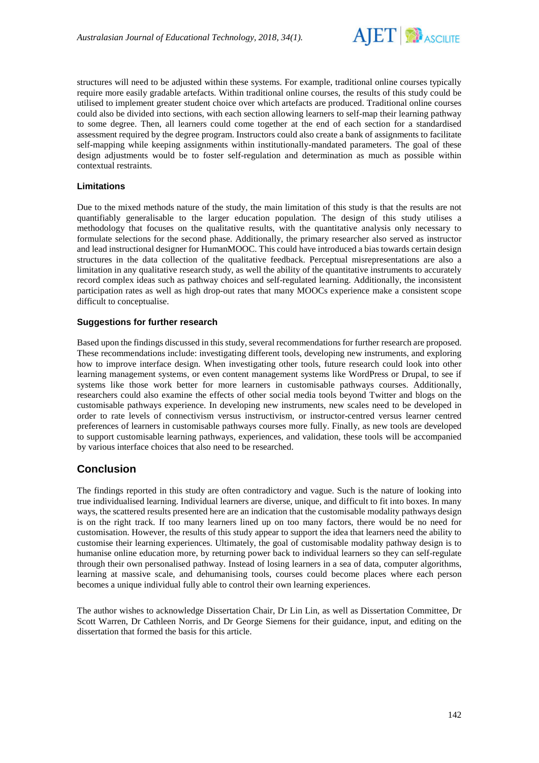structures will need to be adjusted within these systems. For example, traditional online courses typically require more easily gradable artefacts. Within traditional online courses, the results of this study could be utilised to implement greater student choice over which artefacts are produced. Traditional online courses could also be divided into sections, with each section allowing learners to self-map their learning pathway to some degree. Then, all learners could come together at the end of each section for a standardised assessment required by the degree program. Instructors could also create a bank of assignments to facilitate self-mapping while keeping assignments within institutionally-mandated parameters. The goal of these design adjustments would be to foster self-regulation and determination as much as possible within contextual restraints.

### Limitations

Due to the mixed methods nature of the study, the main limitation of this study is that the results are not quantifiably generalisable to the larger education population. The design of this study utilises a methodology that focuses on the qualitative results, with the quantitative analysis only necessary to formulate selections for the second phase. Additionally, the primary researcher also served as instructor and lead instructional designer for HumanMOOC. This could have introduced a bias towards certain design structures in the data collection of the qualitative feedback. Perceptual misrepresentations are also a limitation in any qualitative research study, as well the ability of the quantitative instruments to accurately record complex ideas such as pathway choices and self-regulated learning. Additionally, the inconsistent participation rates as well as high drop-out rates that many MOOCs experience make a consistent scope difficult to conceptualise.

### Suggestions for further research

Based upon the findings discussed in this study, several recommendations for further research are proposed. These recommendations include: investigating different tools, developing new instruments, and exploring how to improve interface design. When investigating other tools, future research could look into other learning management systems, or even content management systems like WordPress or Drupal, to see if systems like those work better for more learners in customisable pathways courses. Additionally, researchers could also examine the effects of other social media tools beyond Twitter and blogs on the customisable pathways experience. In developing new instruments, new scales need to be developed in order to rate levels of connectivism versus instructivism, or instructor-centred versus learner centred preferences of learners in customisable pathways courses more fully. Finally, as new tools are developed to support customisable learning pathways, experiences, and validation, these tools will be accompanied by various interface choices that also need to be researched.

## Conclusion

The findings reported in this study are often contradictory and vague. Such is the nature of looking into true individualised learning. Individual learners are diverse, unique, and difficult to fit into boxes. In many ways, the scattered results presented here are an indication that the customisable modality pathways design is on the right track. If too many learners lined up on too many factors, there would be no need for customisation. However, the results of this study appear to support the idea that learners need the ability to customise their learning experiences. Ultimately, the goal of customisable modality pathway design is to humanise online education more, by returning power back to individual learners so they can self-regulate through their own personalised pathway. Instead of losing learners in a sea of data, computer algorithms, learning at massive scale, and dehumanising tools, courses could become places where each person becomes a unique individual fully able to control their own learning experiences.

The author wishes to acknowledge Dissertation Chair, Dr Lin Lin, as well as Dissertation Committee, Dr Scott Warren, Dr Cathleen Norris, and Dr George Siemens for their guidance, input, and editing on the dissertation that formed the basis for this article.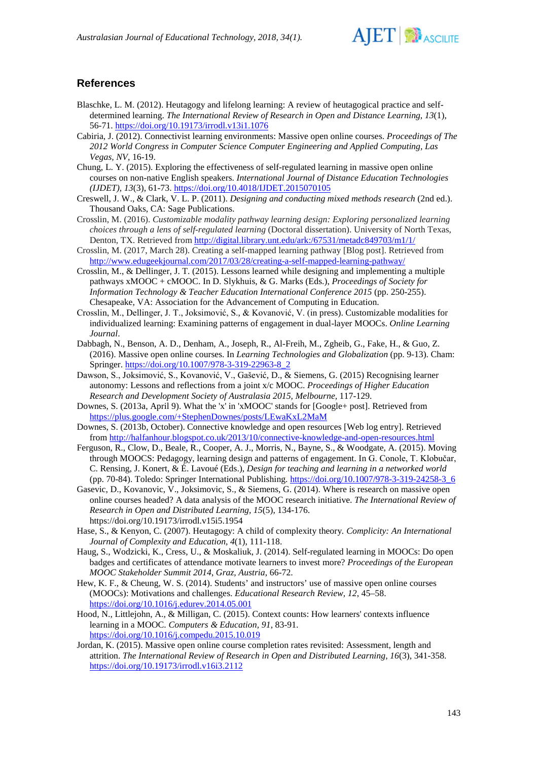## References

Blaschke, L. M. (2012). Heutagogy and lifelong learning: A review of heutagogical practice and self-determined learning. *The International Review of Research in Open and Distance Learning, 13*(1), 56-71. https://doi.org/10.19173/irrodl.v13i1.1076

Cabiria, J. (2012). Connectivist learning environments: Massive open online courses. *Proceedings of The 2012 World Congress in Computer Science Computer Engineering and Applied Computing, Las Vegas, NV*, 16-19.

Chung, L. Y. (2015). Exploring the effectiveness of self-regulated learning in massive open online courses on non-native English speakers. *International Journal of Distance Education Technologies (IJDET), 13*(3), 61-73. https://doi.org/10.4018/IJDET.2015070105

Creswell, J. W., & Clark, V. L. P. (2011). *Designing and conducting mixed methods research* (2nd ed.). Thousand Oaks, CA: Sage Publications.

Crosslin, M. (2016). *Customizable modality pathway learning design: Exploring personalized learning choices through a lens of self-regulated learning* (Doctoral dissertation). University of North Texas, Denton, TX. Retrieved from http://digital.library.unt.edu/ark:/67531/metadc849703/m1/1/

Crosslin, M. (2017, March 28). Creating a self-mapped learning pathway [Blog post]. Retrieved from http://www.edugeekjournal.com/2017/03/28/creating-a-self-mapped-learning-pathway/

Crosslin, M., & Dellinger, J. T. (2015). Lessons learned while designing and implementing a multiple pathways xMOOC + cMOOC. In D. Slykhuis, & G. Marks (Eds.), *Proceedings of Society for Information Technology & Teacher Education International Conference 2015* (pp. 250-255). Chesapeake, VA: Association for the Advancement of Computing in Education.

Crosslin, M., Dellinger, J. T., Joksimović, S., & Kovanović, V. (in press). Customizable modalities for individualized learning: Examining patterns of engagement in dual-layer MOOCs. *Online Learning Journal*.

Dabbagh, N., Benson, A. D., Denham, A., Joseph, R., Al-Freih, M., Zgheib, G., Fake, H., & Guo, Z. (2016). Massive open online courses. In *Learning Technologies and Globalization* (pp. 9-13). Cham: Springer. https://doi.org/10.1007/978-3-319-22963-8_2

Dawson, S., Joksimović, S., Kovanović, V., Gašević, D., & Siemens, G. (2015) Recognising learner autonomy: Lessons and reflections from a joint x/c MOOC. *Proceedings of Higher Education Research and Development Society of Australasia 2015, Melbourne*, 117-129.

Downes, S. (2013a, April 9). What the 'x' in 'xMOOC' stands for [Google+ post]. Retrieved from https://plus.google.com/+StephenDownes/posts/LEwaKxL2MaM

Downes, S. (2013b, October). Connective knowledge and open resources [Web log entry]. Retrieved from http://halfanhour.blogspot.co.uk/2013/10/connective-knowledge-and-open-resources.html

Ferguson, R., Clow, D., Beale, R., Cooper, A. J., Morris, N., Bayne, S., & Woodgate, A. (2015). Moving through MOOCS: Pedagogy, learning design and patterns of engagement. In G. Conole, T. Klobučar, C. Rensing, J. Konert, & É. Lavoué (Eds.), *Design for teaching and learning in a networked world* (pp. 70-84). Toledo: Springer International Publishing. https://doi.org/10.1007/978-3-319-24258-3_6

Gasevic, D., Kovanovic, V., Joksimovic, S., & Siemens, G. (2014). Where is research on massive open online courses headed? A data analysis of the MOOC research initiative. *The International Review of Research in Open and Distributed Learning, 15*(5), 134-176. https://doi.org/10.19173/irrodl.v15i5.1954

Hase, S., & Kenyon, C. (2007). Heutagogy: A child of complexity theory. *Complicity: An International Journal of Complexity and Education, 4*(1), 111-118.

Haug, S., Wodzicki, K., Cress, U., & Moskaliuk, J. (2014). Self-regulated learning in MOOCs: Do open badges and certificates of attendance motivate learners to invest more? *Proceedings of the European MOOC Stakeholder Summit 2014, Graz, Austria*, 66-72.

Hew, K. F., & Cheung, W. S. (2014). Students' and instructors' use of massive open online courses (MOOCs): Motivations and challenges. *Educational Research Review, 12*, 45–58. https://doi.org/10.1016/j.edurev.2014.05.001

Hood, N., Littlejohn, A., & Milligan, C. (2015). Context counts: How learners' contexts influence learning in a MOOC. *Computers & Education, 91*, 83-91. https://doi.org/10.1016/j.compedu.2015.10.019

Jordan, K. (2015). Massive open online course completion rates revisited: Assessment, length and attrition. *The International Review of Research in Open and Distributed Learning, 16*(3), 341-358. https://doi.org/10.19173/irrodl.v16i3.2112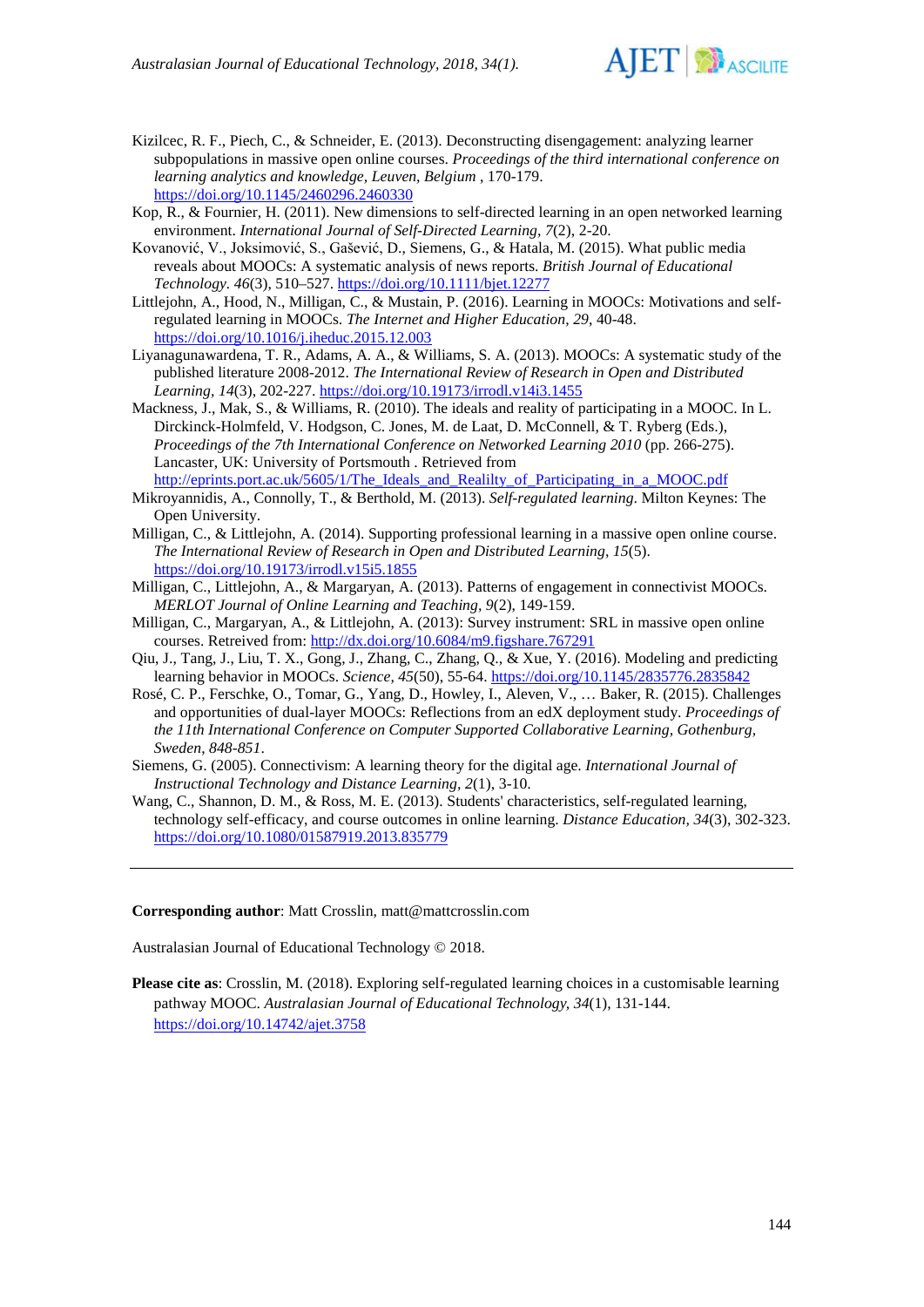Kizilcec, R. F., Piech, C., & Schneider, E. (2013). Deconstructing disengagement: analyzing learner subpopulations in massive open online courses. *Proceedings of the third international conference on learning analytics and knowledge, Leuven, Belgium* , 170-179. https://doi.org/10.1145/2460296.2460330

Kop, R., & Fournier, H. (2011). New dimensions to self-directed learning in an open networked learning environment. *International Journal of Self-Directed Learning, 7*(2), 2-20.

Kovanović, V., Joksimović, S., Gašević, D., Siemens, G., & Hatala, M. (2015). What public media reveals about MOOCs: A systematic analysis of news reports. *British Journal of Educational Technology*. *46*(3), 510–527. https://doi.org/10.1111/bjet.12277

Littlejohn, A., Hood, N., Milligan, C., & Mustain, P. (2016). Learning in MOOCs: Motivations and self-regulated learning in MOOCs. *The Internet and Higher Education, 29*, 40-48. https://doi.org/10.1016/j.iheduc.2015.12.003

Liyanagunawardena, T. R., Adams, A. A., & Williams, S. A. (2013). MOOCs: A systematic study of the published literature 2008-2012. *The International Review of Research in Open and Distributed Learning, 14*(3), 202-227. https://doi.org/10.19173/irrodl.v14i3.1455

Mackness, J., Mak, S., & Williams, R. (2010). The ideals and reality of participating in a MOOC. In L. Dirckinck-Holmfeld, V. Hodgson, C. Jones, M. de Laat, D. McConnell, & T. Ryberg (Eds.), *Proceedings of the 7th International Conference on Networked Learning 2010* (pp. 266-275). Lancaster, UK: University of Portsmouth . Retrieved from http://eprints.port.ac.uk/5605/1/The_Ideals_and_Realilty_of_Participating_in_a_MOOC.pdf

Mikroyannidis, A., Connolly, T., & Berthold, M. (2013). *Self-regulated learning*. Milton Keynes: The Open University.

Milligan, C., & Littlejohn, A. (2014). Supporting professional learning in a massive open online course. *The International Review of Research in Open and Distributed Learning*, *15*(5). https://doi.org/10.19173/irrodl.v15i5.1855

Milligan, C., Littlejohn, A., & Margaryan, A. (2013). Patterns of engagement in connectivist MOOCs. *MERLOT Journal of Online Learning and Teaching, 9*(2), 149-159.

Milligan, C., Margaryan, A., & Littlejohn, A. (2013): Survey instrument: SRL in massive open online courses. Retreived from: http://dx.doi.org/10.6084/m9.figshare.767291

Qiu, J., Tang, J., Liu, T. X., Gong, J., Zhang, C., Zhang, Q., & Xue, Y. (2016). Modeling and predicting learning behavior in MOOCs. *Science, 45*(50), 55-64. https://doi.org/10.1145/2835776.2835842

Rosé, C. P., Ferschke, O., Tomar, G., Yang, D., Howley, I., Aleven, V., … Baker, R. (2015). Challenges and opportunities of dual-layer MOOCs: Reflections from an edX deployment study. *Proceedings of the 11th International Conference on Computer Supported Collaborative Learning, Gothenburg, Sweden, 848-851*.

Siemens, G. (2005). Connectivism: A learning theory for the digital age. *International Journal of Instructional Technology and Distance Learning, 2*(1), 3-10.

Wang, C., Shannon, D. M., & Ross, M. E. (2013). Students' characteristics, self-regulated learning, technology self-efficacy, and course outcomes in online learning. *Distance Education, 34*(3), 302-323. https://doi.org/10.1080/01587919.2013.835779

---

**Corresponding author**: Matt Crosslin, matt@mattcrosslin.com

Australasian Journal of Educational Technology © 2018.

**Please cite as**: Crosslin, M. (2018). Exploring self-regulated learning choices in a customisable learning pathway MOOC. *Australasian Journal of Educational Technology, 34*(1), 131-144. https://doi.org/10.14742/ajet.3758